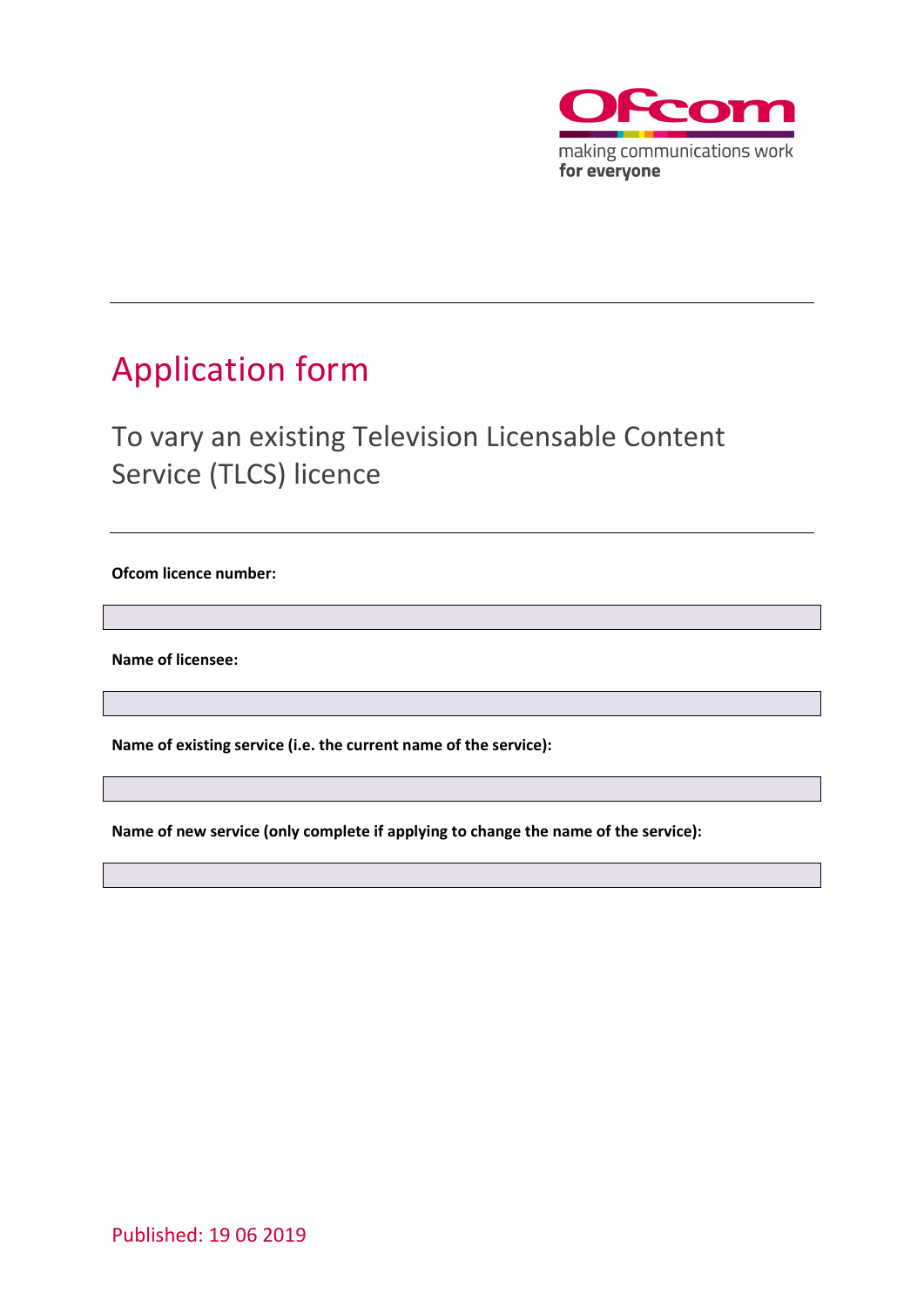Ofcom

making communications work
**for everyone**

# Application form

## To vary an existing Television Licensable Content Service (TLCS) licence

**Ofcom licence number:**

**Name of licensee:**

**Name of existing service (i.e. the current name of the service):**

**Name of new service (only complete if applying to change the name of the service):**

Published: 19 06 2019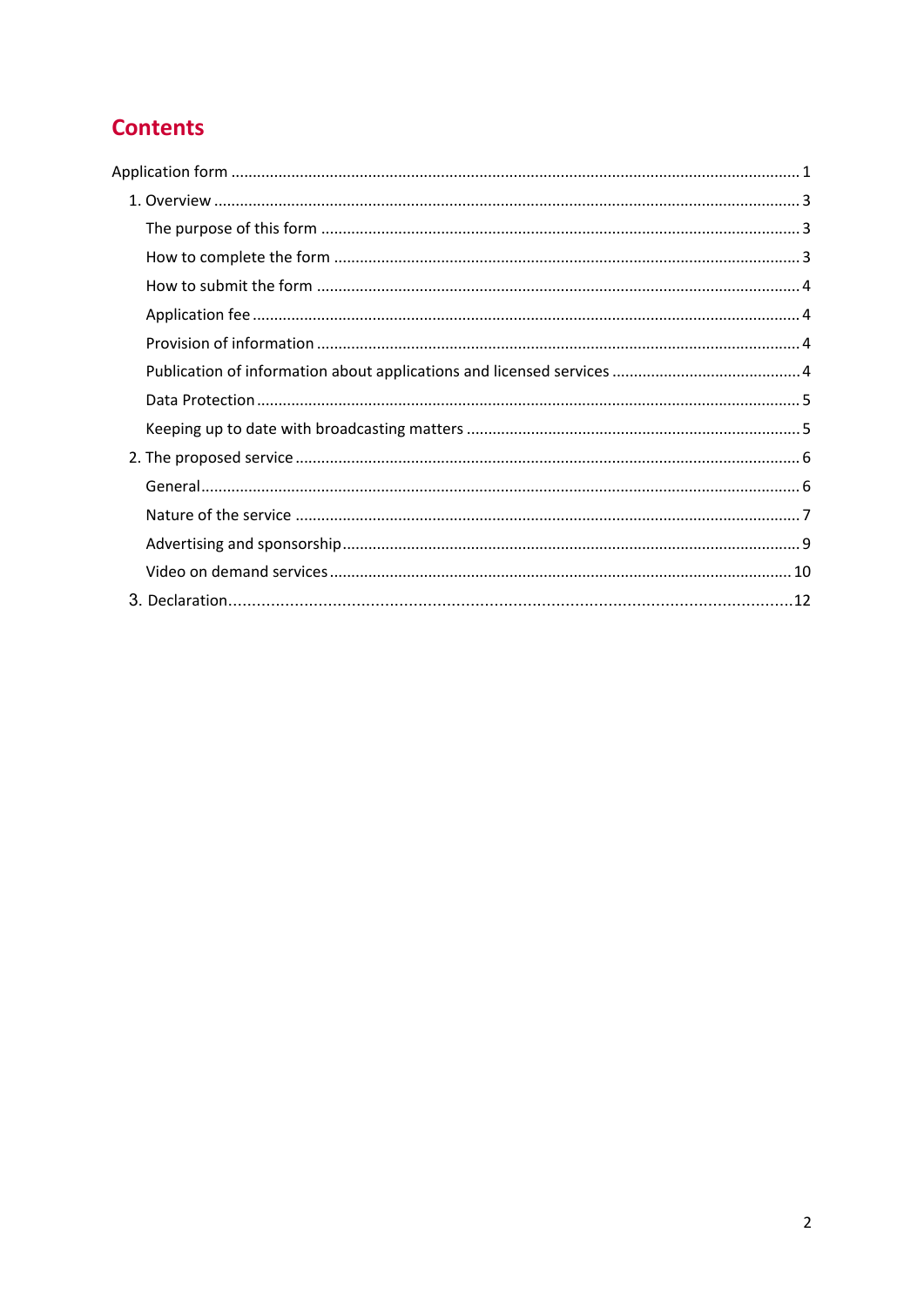# Contents

- Application form ... 1
  - 1. Overview ... 3
    - The purpose of this form ... 3
    - How to complete the form ... 3
    - How to submit the form ... 4
    - Application fee ... 4
    - Provision of information ... 4
    - Publication of information about applications and licensed services ... 4
    - Data Protection ... 5
    - Keeping up to date with broadcasting matters ... 5
  - 2. The proposed service ... 6
    - General ... 6
    - Nature of the service ... 7
    - Advertising and sponsorship ... 9
    - Video on demand services ... 10
  - 3. Declaration ... 12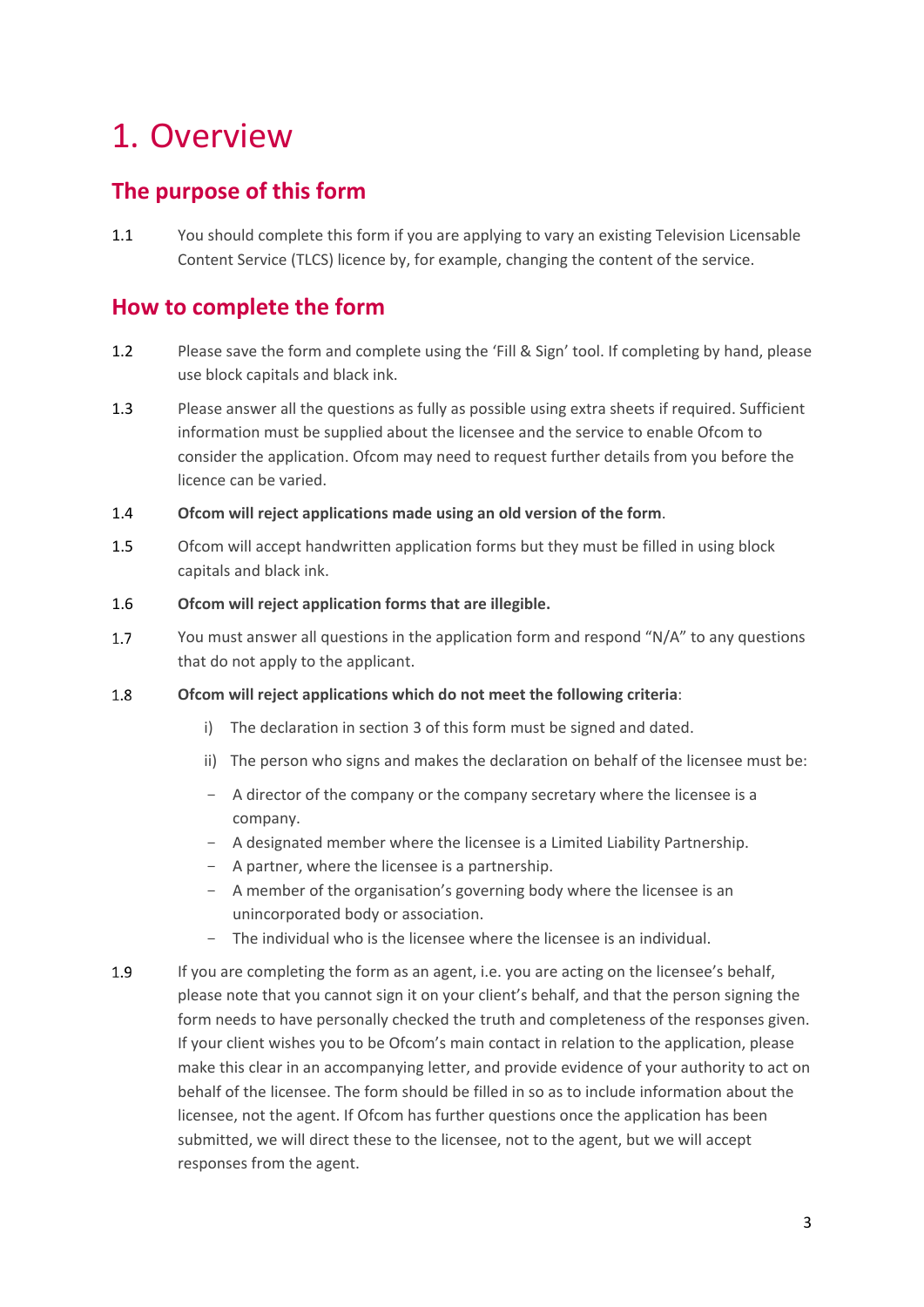# 1. Overview

## The purpose of this form

1.1 You should complete this form if you are applying to vary an existing Television Licensable Content Service (TLCS) licence by, for example, changing the content of the service.

## How to complete the form

1.2 Please save the form and complete using the 'Fill & Sign' tool. If completing by hand, please use block capitals and black ink.

1.3 Please answer all the questions as fully as possible using extra sheets if required. Sufficient information must be supplied about the licensee and the service to enable Ofcom to consider the application. Ofcom may need to request further details from you before the licence can be varied.

1.4 **Ofcom will reject applications made using an old version of the form**.

1.5 Ofcom will accept handwritten application forms but they must be filled in using block capitals and black ink.

1.6 **Ofcom will reject application forms that are illegible.**

1.7 You must answer all questions in the application form and respond "N/A" to any questions that do not apply to the applicant.

1.8 **Ofcom will reject applications which do not meet the following criteria**:

i) The declaration in section 3 of this form must be signed and dated.

ii) The person who signs and makes the declaration on behalf of the licensee must be:

- A director of the company or the company secretary where the licensee is a company.
- A designated member where the licensee is a Limited Liability Partnership.
- A partner, where the licensee is a partnership.
- A member of the organisation's governing body where the licensee is an unincorporated body or association.
- The individual who is the licensee where the licensee is an individual.

1.9 If you are completing the form as an agent, i.e. you are acting on the licensee's behalf, please note that you cannot sign it on your client's behalf, and that the person signing the form needs to have personally checked the truth and completeness of the responses given. If your client wishes you to be Ofcom's main contact in relation to the application, please make this clear in an accompanying letter, and provide evidence of your authority to act on behalf of the licensee. The form should be filled in so as to include information about the licensee, not the agent. If Ofcom has further questions once the application has been submitted, we will direct these to the licensee, not to the agent, but we will accept responses from the agent.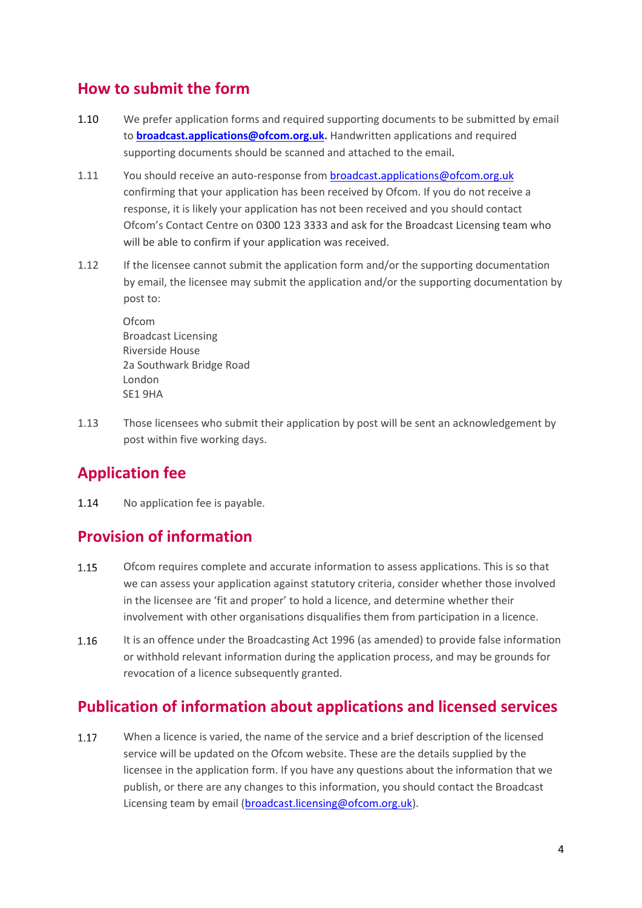## How to submit the form

1.10 We prefer application forms and required supporting documents to be submitted by email to **broadcast.applications@ofcom.org.uk.** Handwritten applications and required supporting documents should be scanned and attached to the email.

1.11 You should receive an auto-response from broadcast.applications@ofcom.org.uk confirming that your application has been received by Ofcom. If you do not receive a response, it is likely your application has not been received and you should contact Ofcom's Contact Centre on 0300 123 3333 and ask for the Broadcast Licensing team who will be able to confirm if your application was received.

1.12 If the licensee cannot submit the application form and/or the supporting documentation by email, the licensee may submit the application and/or the supporting documentation by post to:

Ofcom
Broadcast Licensing
Riverside House
2a Southwark Bridge Road
London
SE1 9HA

1.13 Those licensees who submit their application by post will be sent an acknowledgement by post within five working days.

## Application fee

1.14 No application fee is payable.

## Provision of information

1.15 Ofcom requires complete and accurate information to assess applications. This is so that we can assess your application against statutory criteria, consider whether those involved in the licensee are 'fit and proper' to hold a licence, and determine whether their involvement with other organisations disqualifies them from participation in a licence.

1.16 It is an offence under the Broadcasting Act 1996 (as amended) to provide false information or withhold relevant information during the application process, and may be grounds for revocation of a licence subsequently granted.

## Publication of information about applications and licensed services

1.17 When a licence is varied, the name of the service and a brief description of the licensed service will be updated on the Ofcom website. These are the details supplied by the licensee in the application form. If you have any questions about the information that we publish, or there are any changes to this information, you should contact the Broadcast Licensing team by email (broadcast.licensing@ofcom.org.uk).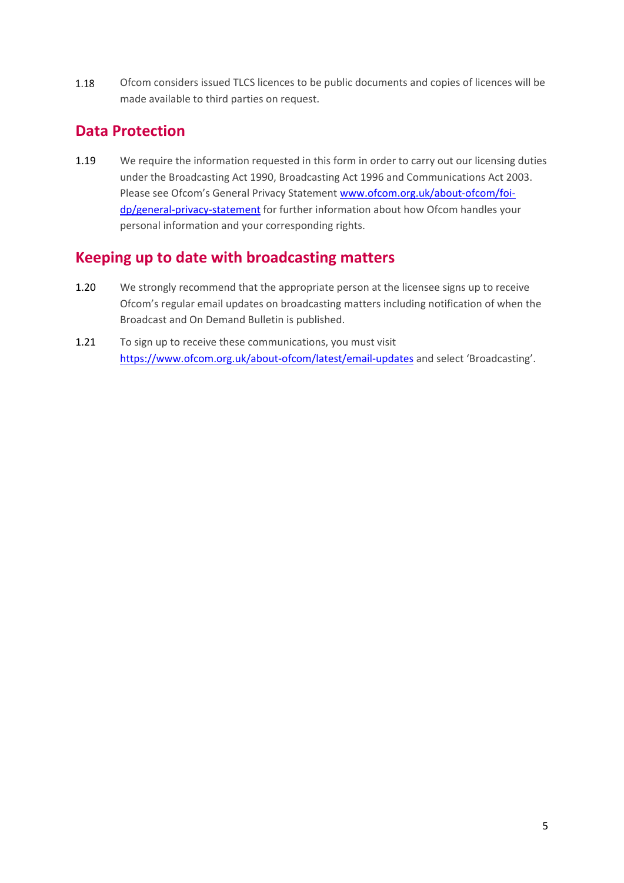1.18 Ofcom considers issued TLCS licences to be public documents and copies of licences will be made available to third parties on request.

## Data Protection

1.19 We require the information requested in this form in order to carry out our licensing duties under the Broadcasting Act 1990, Broadcasting Act 1996 and Communications Act 2003. Please see Ofcom's General Privacy Statement [www.ofcom.org.uk/about-ofcom/foi-dp/general-privacy-statement](www.ofcom.org.uk/about-ofcom/foi-dp/general-privacy-statement) for further information about how Ofcom handles your personal information and your corresponding rights.

## Keeping up to date with broadcasting matters

1.20 We strongly recommend that the appropriate person at the licensee signs up to receive Ofcom's regular email updates on broadcasting matters including notification of when the Broadcast and On Demand Bulletin is published.

1.21 To sign up to receive these communications, you must visit [https://www.ofcom.org.uk/about-ofcom/latest/email-updates](https://www.ofcom.org.uk/about-ofcom/latest/email-updates) and select 'Broadcasting'.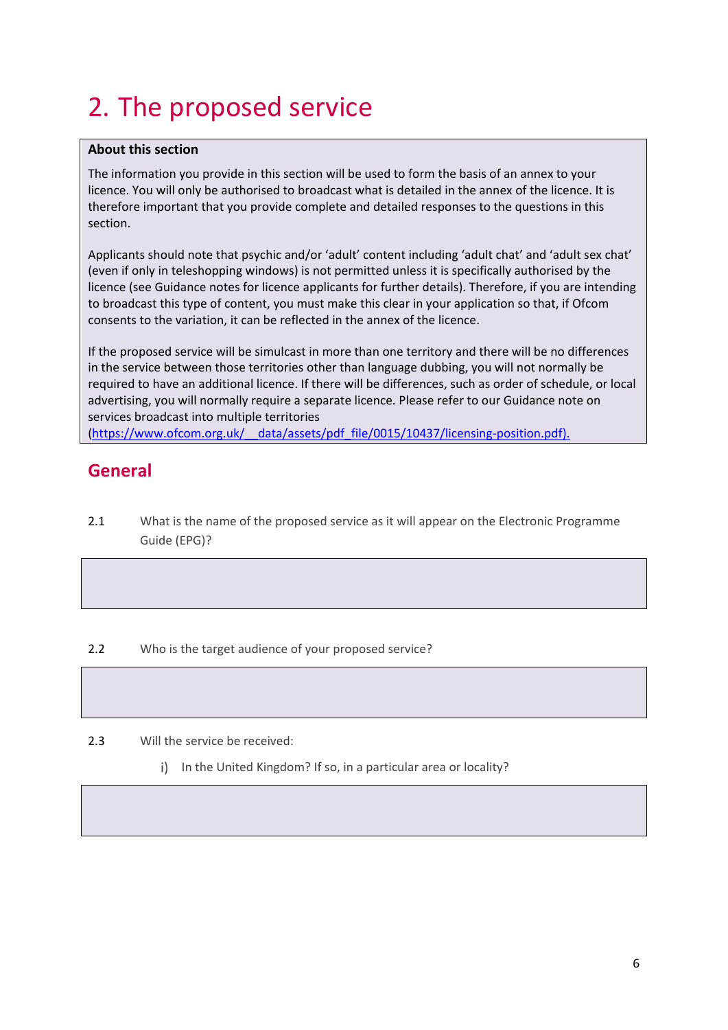# 2. The proposed service

**About this section**

The information you provide in this section will be used to form the basis of an annex to your licence. You will only be authorised to broadcast what is detailed in the annex of the licence. It is therefore important that you provide complete and detailed responses to the questions in this section.

Applicants should note that psychic and/or 'adult' content including 'adult chat' and 'adult sex chat' (even if only in teleshopping windows) is not permitted unless it is specifically authorised by the licence (see Guidance notes for licence applicants for further details). Therefore, if you are intending to broadcast this type of content, you must make this clear in your application so that, if Ofcom consents to the variation, it can be reflected in the annex of the licence.

If the proposed service will be simulcast in more than one territory and there will be no differences in the service between those territories other than language dubbing, you will not normally be required to have an additional licence. If there will be differences, such as order of schedule, or local advertising, you will normally require a separate licence. Please refer to our Guidance note on services broadcast into multiple territories (https://www.ofcom.org.uk/__data/assets/pdf_file/0015/10437/licensing-position.pdf).

## General

2.1 What is the name of the proposed service as it will appear on the Electronic Programme Guide (EPG)?

2.2 Who is the target audience of your proposed service?

2.3 Will the service be received:

i) In the United Kingdom? If so, in a particular area or locality?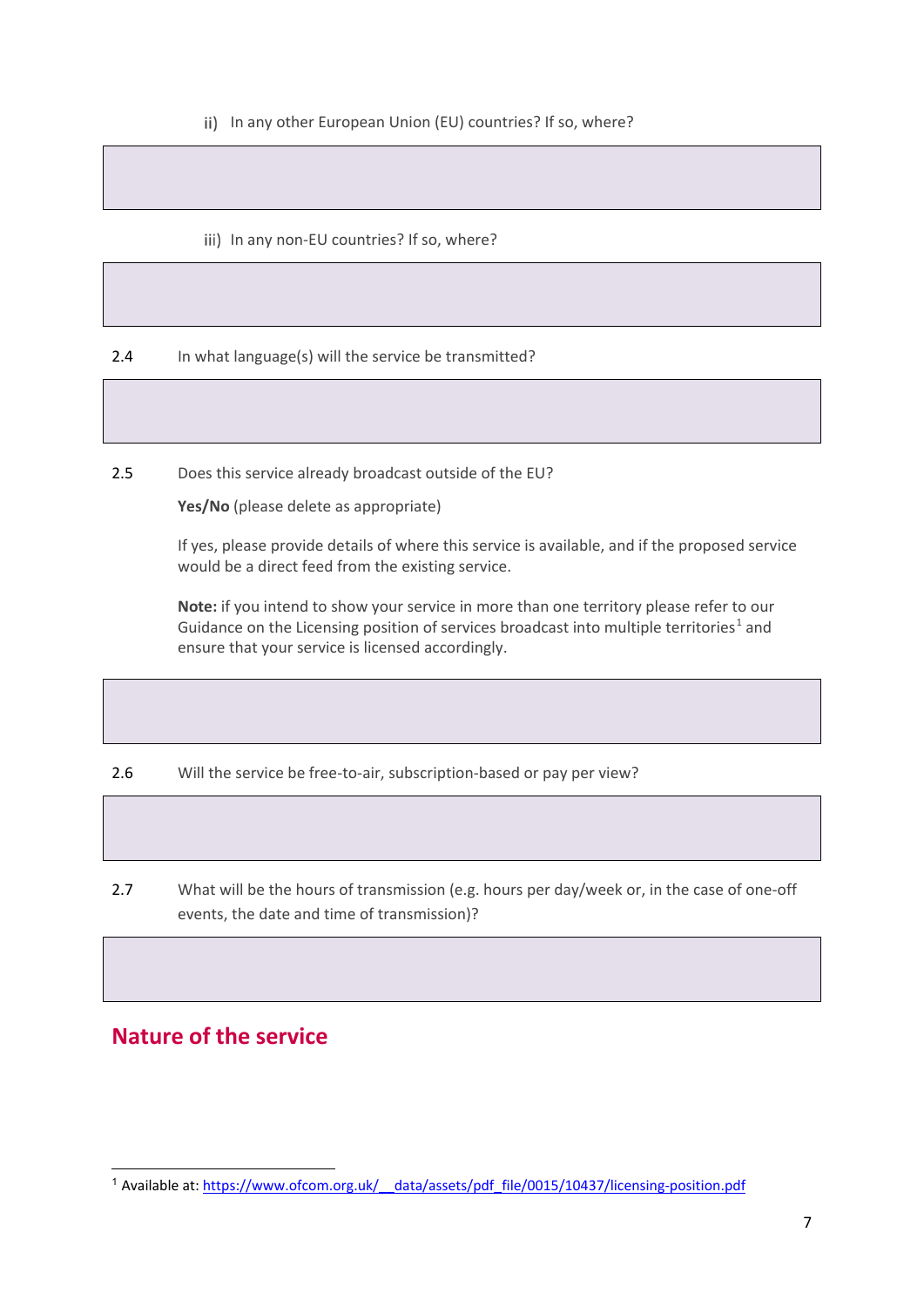ii) In any other European Union (EU) countries? If so, where?

iii) In any non-EU countries? If so, where?

2.4 In what language(s) will the service be transmitted?

2.5 Does this service already broadcast outside of the EU?

**Yes/No** (please delete as appropriate)

If yes, please provide details of where this service is available, and if the proposed service would be a direct feed from the existing service.

**Note:** if you intend to show your service in more than one territory please refer to our Guidance on the Licensing position of services broadcast into multiple territories[1] and ensure that your service is licensed accordingly.

2.6 Will the service be free-to-air, subscription-based or pay per view?

2.7 What will be the hours of transmission (e.g. hours per day/week or, in the case of one-off events, the date and time of transmission)?

## Nature of the service

[1] Available at: https://www.ofcom.org.uk/__data/assets/pdf_file/0015/10437/licensing-position.pdf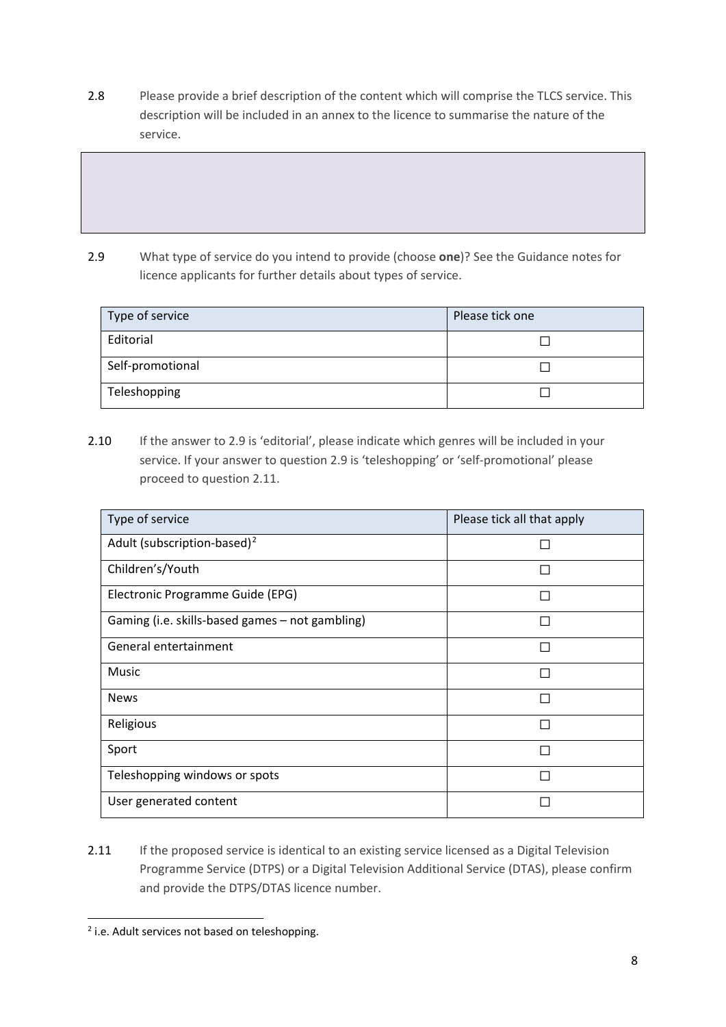2.8 Please provide a brief description of the content which will comprise the TLCS service. This description will be included in an annex to the licence to summarise the nature of the service.

| |
|---|
| |

2.9 What type of service do you intend to provide (choose **one**)? See the Guidance notes for licence applicants for further details about types of service.

| Type of service | Please tick one |
|---|---|
| Editorial | ☐ |
| Self-promotional | ☐ |
| Teleshopping | ☐ |

2.10 If the answer to 2.9 is 'editorial', please indicate which genres will be included in your service. If your answer to question 2.9 is 'teleshopping' or 'self-promotional' please proceed to question 2.11.

| Type of service | Please tick all that apply |
|---|---|
| Adult (subscription-based)[2] | ☐ |
| Children's/Youth | ☐ |
| Electronic Programme Guide (EPG) | ☐ |
| Gaming (i.e. skills-based games – not gambling) | ☐ |
| General entertainment | ☐ |
| Music | ☐ |
| News | ☐ |
| Religious | ☐ |
| Sport | ☐ |
| Teleshopping windows or spots | ☐ |
| User generated content | ☐ |

2.11 If the proposed service is identical to an existing service licensed as a Digital Television Programme Service (DTPS) or a Digital Television Additional Service (DTAS), please confirm and provide the DTPS/DTAS licence number.

[2] i.e. Adult services not based on teleshopping.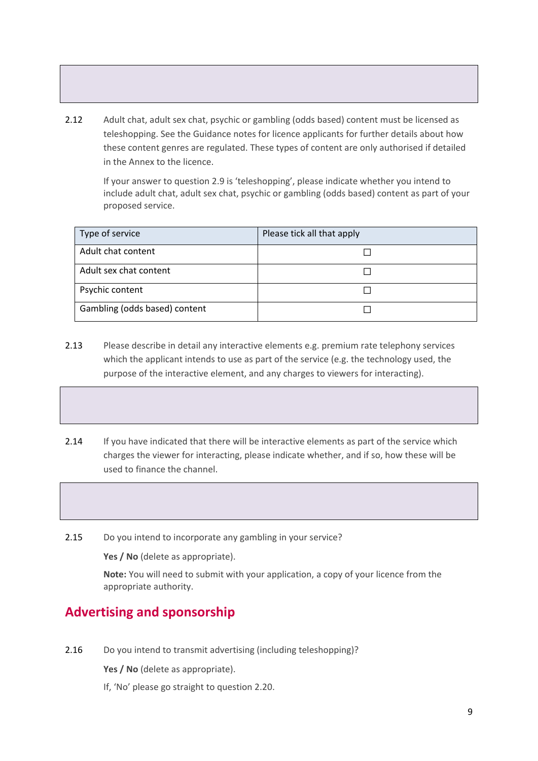2.12 Adult chat, adult sex chat, psychic or gambling (odds based) content must be licensed as teleshopping. See the Guidance notes for licence applicants for further details about how these content genres are regulated. These types of content are only authorised if detailed in the Annex to the licence.

If your answer to question 2.9 is 'teleshopping', please indicate whether you intend to include adult chat, adult sex chat, psychic or gambling (odds based) content as part of your proposed service.

| Type of service | Please tick all that apply |
| --- | --- |
| Adult chat content | ☐ |
| Adult sex chat content | ☐ |
| Psychic content | ☐ |
| Gambling (odds based) content | ☐ |

2.13 Please describe in detail any interactive elements e.g. premium rate telephony services which the applicant intends to use as part of the service (e.g. the technology used, the purpose of the interactive element, and any charges to viewers for interacting).

2.14 If you have indicated that there will be interactive elements as part of the service which charges the viewer for interacting, please indicate whether, and if so, how these will be used to finance the channel.

2.15 Do you intend to incorporate any gambling in your service?

**Yes / No** (delete as appropriate).

**Note:** You will need to submit with your application, a copy of your licence from the appropriate authority.

## Advertising and sponsorship

2.16 Do you intend to transmit advertising (including teleshopping)?

**Yes / No** (delete as appropriate).

If, 'No' please go straight to question 2.20.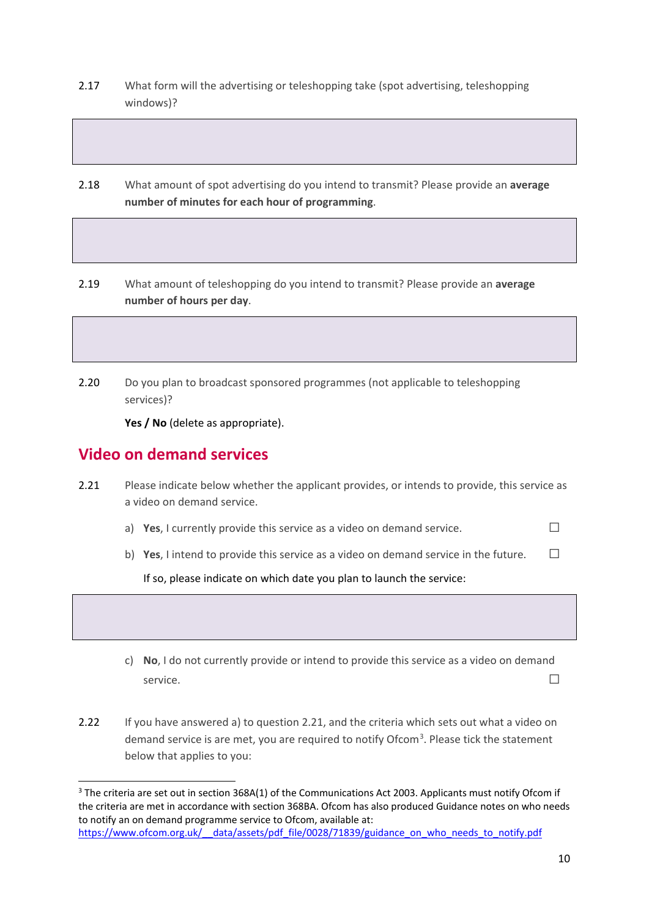2.17 What form will the advertising or teleshopping take (spot advertising, teleshopping windows)?

2.18 What amount of spot advertising do you intend to transmit? Please provide an **average number of minutes for each hour of programming**.

2.19 What amount of teleshopping do you intend to transmit? Please provide an **average number of hours per day**.

2.20 Do you plan to broadcast sponsored programmes (not applicable to teleshopping services)?

**Yes / No** (delete as appropriate).

## Video on demand services

2.21 Please indicate below whether the applicant provides, or intends to provide, this service as a video on demand service.

a) **Yes**, I currently provide this service as a video on demand service. ☐

b) **Yes**, I intend to provide this service as a video on demand service in the future. ☐

If so, please indicate on which date you plan to launch the service:

c) **No**, I do not currently provide or intend to provide this service as a video on demand service. ☐

2.22 If you have answered a) to question 2.21, and the criteria which sets out what a video on demand service is are met, you are required to notify Ofcom[3]. Please tick the statement below that applies to you:

---

[3] The criteria are set out in section 368A(1) of the Communications Act 2003. Applicants must notify Ofcom if the criteria are met in accordance with section 368BA. Ofcom has also produced Guidance notes on who needs to notify an on demand programme service to Ofcom, available at: https://www.ofcom.org.uk/__data/assets/pdf_file/0028/71839/guidance_on_who_needs_to_notify.pdf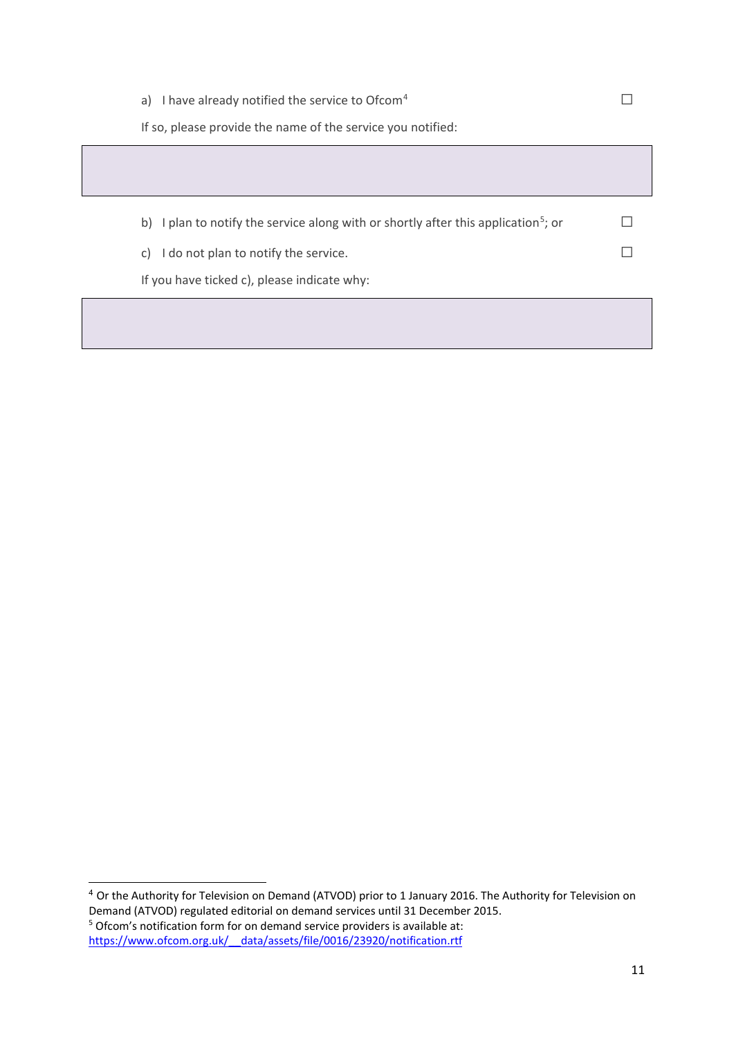a) I have already notified the service to Ofcom[4] ☐

If so, please provide the name of the service you notified:

| |
|---|
| |

b) I plan to notify the service along with or shortly after this application[5]; or ☐

c) I do not plan to notify the service. ☐

If you have ticked c), please indicate why:

| |
|---|
| |

---

[4] Or the Authority for Television on Demand (ATVOD) prior to 1 January 2016. The Authority for Television on Demand (ATVOD) regulated editorial on demand services until 31 December 2015.

[5] Ofcom's notification form for on demand service providers is available at: https://www.ofcom.org.uk/__data/assets/file/0016/23920/notification.rtf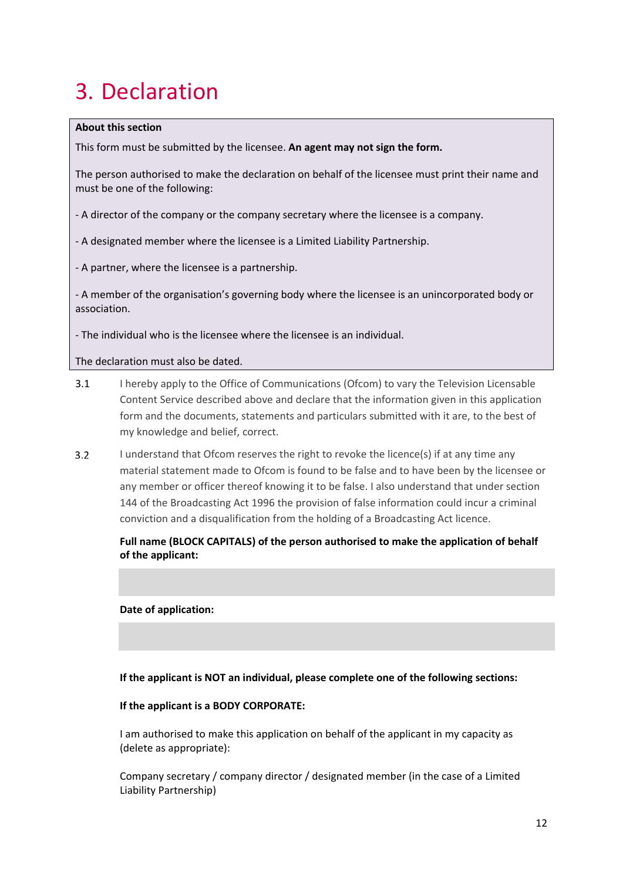# 3. Declaration

**About this section**

This form must be submitted by the licensee. **An agent may not sign the form.**

The person authorised to make the declaration on behalf of the licensee must print their name and must be one of the following:

- A director of the company or the company secretary where the licensee is a company.
- A designated member where the licensee is a Limited Liability Partnership.
- A partner, where the licensee is a partnership.
- A member of the organisation's governing body where the licensee is an unincorporated body or association.
- The individual who is the licensee where the licensee is an individual.

The declaration must also be dated.

3.1 I hereby apply to the Office of Communications (Ofcom) to vary the Television Licensable Content Service described above and declare that the information given in this application form and the documents, statements and particulars submitted with it are, to the best of my knowledge and belief, correct.

3.2 I understand that Ofcom reserves the right to revoke the licence(s) if at any time any material statement made to Ofcom is found to be false and to have been by the licensee or any member or officer thereof knowing it to be false. I also understand that under section 144 of the Broadcasting Act 1996 the provision of false information could incur a criminal conviction and a disqualification from the holding of a Broadcasting Act licence.

**Full name (BLOCK CAPITALS) of the person authorised to make the application of behalf of the applicant:**

**Date of application:**

**If the applicant is NOT an individual, please complete one of the following sections:**

**If the applicant is a BODY CORPORATE:**

I am authorised to make this application on behalf of the applicant in my capacity as (delete as appropriate):

Company secretary / company director / designated member (in the case of a Limited Liability Partnership)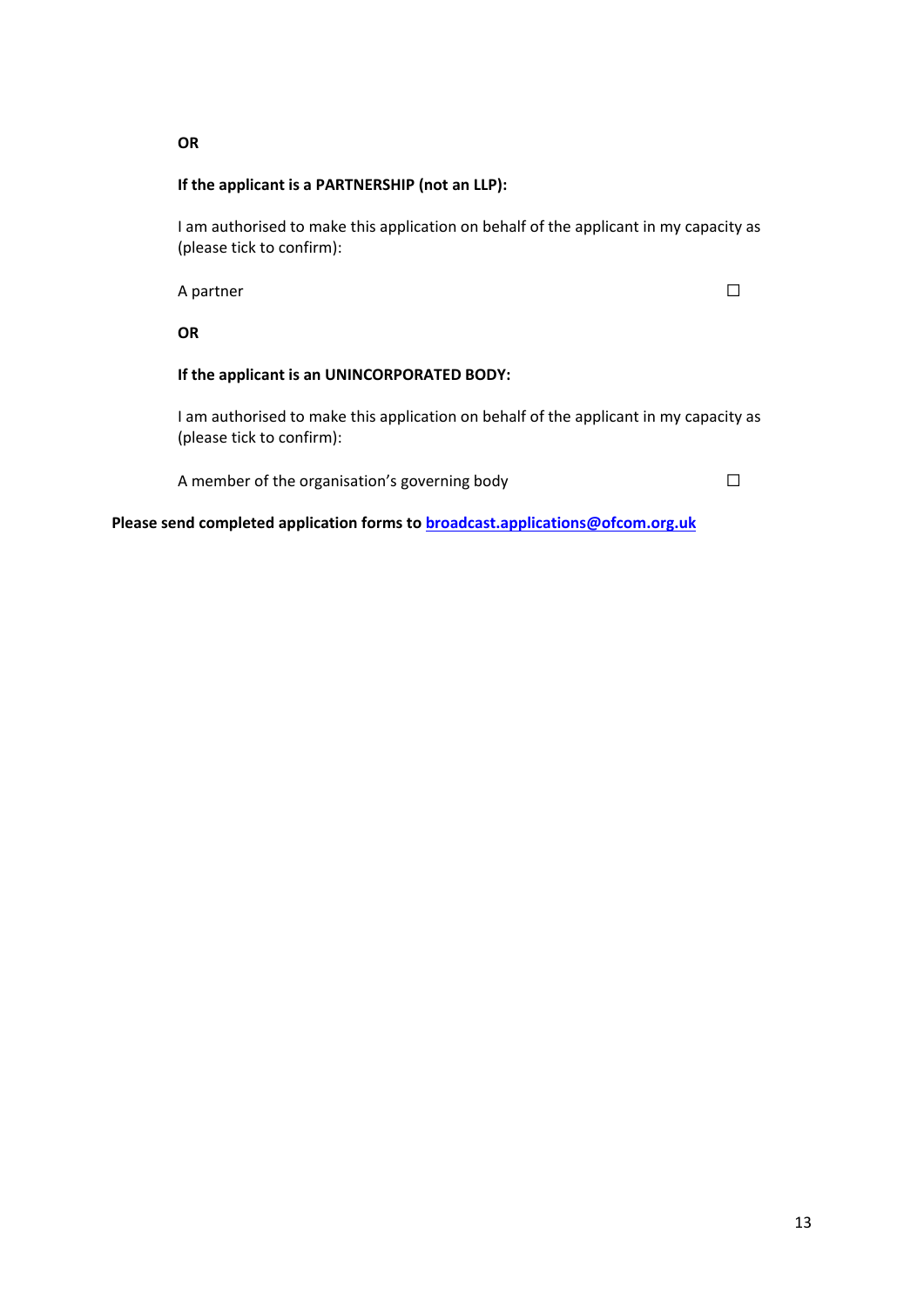**OR**

**If the applicant is a PARTNERSHIP (not an LLP):**

I am authorised to make this application on behalf of the applicant in my capacity as (please tick to confirm):

A partner ☐

**OR**

**If the applicant is an UNINCORPORATED BODY:**

I am authorised to make this application on behalf of the applicant in my capacity as (please tick to confirm):

A member of the organisation's governing body ☐

**Please send completed application forms to [broadcast.applications@ofcom.org.uk](mailto:broadcast.applications@ofcom.org.uk)**